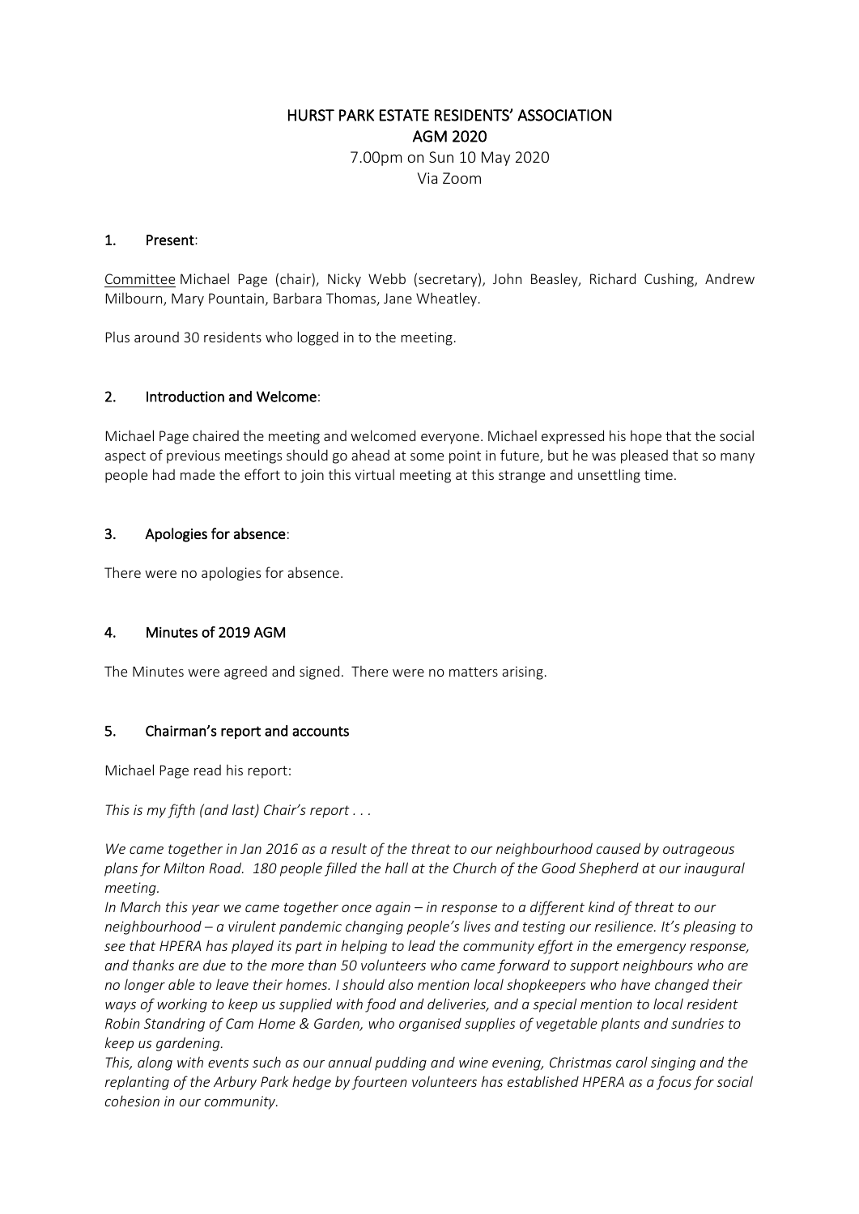# HURST PARK ESTATE RESIDENTS' ASSOCIATION
## AGM 2020

7.00pm on Sun 10 May 2020
Via Zoom

### 1. Present:

Committee Michael Page (chair), Nicky Webb (secretary), John Beasley, Richard Cushing, Andrew Milbourn, Mary Pountain, Barbara Thomas, Jane Wheatley.

Plus around 30 residents who logged in to the meeting.

### 2. Introduction and Welcome:

Michael Page chaired the meeting and welcomed everyone. Michael expressed his hope that the social aspect of previous meetings should go ahead at some point in future, but he was pleased that so many people had made the effort to join this virtual meeting at this strange and unsettling time.

### 3. Apologies for absence:

There were no apologies for absence.

### 4. Minutes of 2019 AGM

The Minutes were agreed and signed. There were no matters arising.

### 5. Chairman's report and accounts

Michael Page read his report:

*This is my fifth (and last) Chair's report . . .*

*We came together in Jan 2016 as a result of the threat to our neighbourhood caused by outrageous plans for Milton Road. 180 people filled the hall at the Church of the Good Shepherd at our inaugural meeting.*

*In March this year we came together once again – in response to a different kind of threat to our neighbourhood – a virulent pandemic changing people's lives and testing our resilience. It's pleasing to see that HPERA has played its part in helping to lead the community effort in the emergency response, and thanks are due to the more than 50 volunteers who came forward to support neighbours who are no longer able to leave their homes. I should also mention local shopkeepers who have changed their ways of working to keep us supplied with food and deliveries, and a special mention to local resident Robin Standring of Cam Home & Garden, who organised supplies of vegetable plants and sundries to keep us gardening.*

*This, along with events such as our annual pudding and wine evening, Christmas carol singing and the replanting of the Arbury Park hedge by fourteen volunteers has established HPERA as a focus for social cohesion in our community.*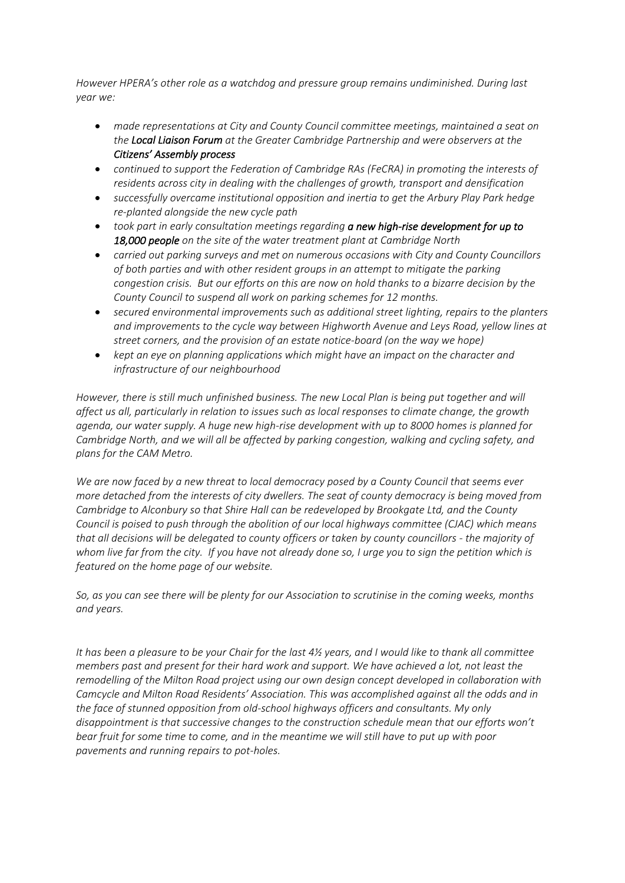*However HPERA's other role as a watchdog and pressure group remains undiminished. During last year we:*

- *made representations at City and County Council committee meetings, maintained a seat on the **Local Liaison Forum** at the Greater Cambridge Partnership and were observers at the **Citizens' Assembly process***
- *continued to support the Federation of Cambridge RAs (FeCRA) in promoting the interests of residents across city in dealing with the challenges of growth, transport and densification*
- *successfully overcame institutional opposition and inertia to get the Arbury Play Park hedge re-planted alongside the new cycle path*
- *took part in early consultation meetings regarding **a new high-rise development for up to 18,000 people** on the site of the water treatment plant at Cambridge North*
- *carried out parking surveys and met on numerous occasions with City and County Councillors of both parties and with other resident groups in an attempt to mitigate the parking congestion crisis. But our efforts on this are now on hold thanks to a bizarre decision by the County Council to suspend all work on parking schemes for 12 months.*
- *secured environmental improvements such as additional street lighting, repairs to the planters and improvements to the cycle way between Highworth Avenue and Leys Road, yellow lines at street corners, and the provision of an estate notice-board (on the way we hope)*
- *kept an eye on planning applications which might have an impact on the character and infrastructure of our neighbourhood*

*However, there is still much unfinished business. The new Local Plan is being put together and will affect us all, particularly in relation to issues such as local responses to climate change, the growth agenda, our water supply. A huge new high-rise development with up to 8000 homes is planned for Cambridge North, and we will all be affected by parking congestion, walking and cycling safety, and plans for the CAM Metro.*

*We are now faced by a new threat to local democracy posed by a County Council that seems ever more detached from the interests of city dwellers. The seat of county democracy is being moved from Cambridge to Alconbury so that Shire Hall can be redeveloped by Brookgate Ltd, and the County Council is poised to push through the abolition of our local highways committee (CJAC) which means that all decisions will be delegated to county officers or taken by county councillors - the majority of whom live far from the city. If you have not already done so, I urge you to sign the petition which is featured on the home page of our website.*

*So, as you can see there will be plenty for our Association to scrutinise in the coming weeks, months and years.*

*It has been a pleasure to be your Chair for the last 4½ years, and I would like to thank all committee members past and present for their hard work and support. We have achieved a lot, not least the remodelling of the Milton Road project using our own design concept developed in collaboration with Camcycle and Milton Road Residents' Association. This was accomplished against all the odds and in the face of stunned opposition from old-school highways officers and consultants. My only disappointment is that successive changes to the construction schedule mean that our efforts won't bear fruit for some time to come, and in the meantime we will still have to put up with poor pavements and running repairs to pot-holes.*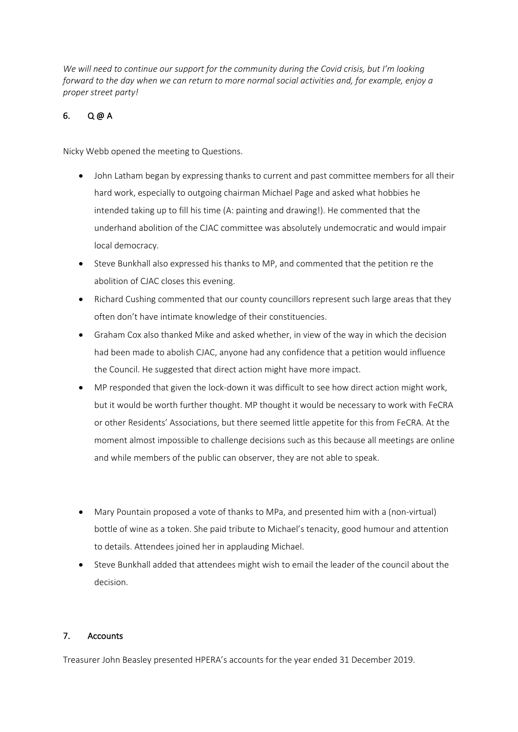*We will need to continue our support for the community during the Covid crisis, but I'm looking forward to the day when we can return to more normal social activities and, for example, enjoy a proper street party!*

## 6. Q @ A

Nicky Webb opened the meeting to Questions.

- John Latham began by expressing thanks to current and past committee members for all their hard work, especially to outgoing chairman Michael Page and asked what hobbies he intended taking up to fill his time (A: painting and drawing!). He commented that the underhand abolition of the CJAC committee was absolutely undemocratic and would impair local democracy.
- Steve Bunkhall also expressed his thanks to MP, and commented that the petition re the abolition of CJAC closes this evening.
- Richard Cushing commented that our county councillors represent such large areas that they often don't have intimate knowledge of their constituencies.
- Graham Cox also thanked Mike and asked whether, in view of the way in which the decision had been made to abolish CJAC, anyone had any confidence that a petition would influence the Council. He suggested that direct action might have more impact.
- MP responded that given the lock-down it was difficult to see how direct action might work, but it would be worth further thought. MP thought it would be necessary to work with FeCRA or other Residents' Associations, but there seemed little appetite for this from FeCRA. At the moment almost impossible to challenge decisions such as this because all meetings are online and while members of the public can observer, they are not able to speak.
- Mary Pountain proposed a vote of thanks to MPa, and presented him with a (non-virtual) bottle of wine as a token. She paid tribute to Michael's tenacity, good humour and attention to details. Attendees joined her in applauding Michael.
- Steve Bunkhall added that attendees might wish to email the leader of the council about the decision.

## 7. Accounts

Treasurer John Beasley presented HPERA's accounts for the year ended 31 December 2019.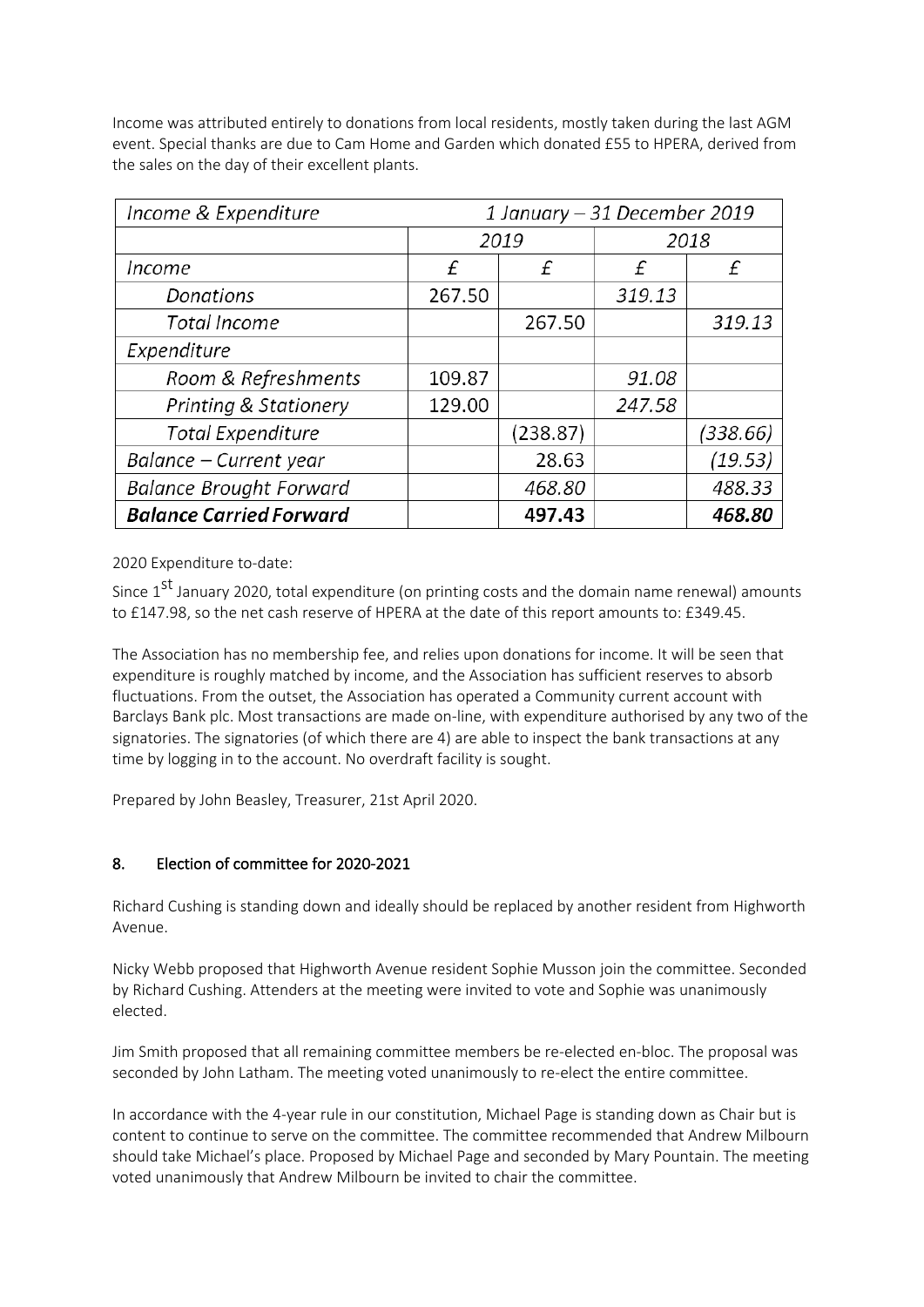Income was attributed entirely to donations from local residents, mostly taken during the last AGM event. Special thanks are due to Cam Home and Garden which donated £55 to HPERA, derived from the sales on the day of their excellent plants.

| *Income & Expenditure* | *1 January – 31 December 2019* | | | |
|---|---|---|---|---|
| | *2019* | | *2018* | |
| *Income* | *£* | *£* | *£* | *£* |
| *Donations* | 267.50 | | *319.13* | |
| *Total Income* | | 267.50 | | *319.13* |
| *Expenditure* | | | | |
| *Room & Refreshments* | 109.87 | | *91.08* | |
| *Printing & Stationery* | 129.00 | | *247.58* | |
| *Total Expenditure* | | (238.87) | | *(338.66)* |
| *Balance – Current year* | | 28.63 | | *(19.53)* |
| *Balance Brought Forward* | | *468.80* | | *488.33* |
| ***Balance Carried Forward*** | | **497.43** | | ***468.80*** |

2020 Expenditure to-date:

Since 1st January 2020, total expenditure (on printing costs and the domain name renewal) amounts to £147.98, so the net cash reserve of HPERA at the date of this report amounts to: £349.45.

The Association has no membership fee, and relies upon donations for income. It will be seen that expenditure is roughly matched by income, and the Association has sufficient reserves to absorb fluctuations. From the outset, the Association has operated a Community current account with Barclays Bank plc. Most transactions are made on-line, with expenditure authorised by any two of the signatories. The signatories (of which there are 4) are able to inspect the bank transactions at any time by logging in to the account. No overdraft facility is sought.

Prepared by John Beasley, Treasurer, 21st April 2020.

## 8. Election of committee for 2020-2021

Richard Cushing is standing down and ideally should be replaced by another resident from Highworth Avenue.

Nicky Webb proposed that Highworth Avenue resident Sophie Musson join the committee. Seconded by Richard Cushing. Attenders at the meeting were invited to vote and Sophie was unanimously elected.

Jim Smith proposed that all remaining committee members be re-elected en-bloc. The proposal was seconded by John Latham. The meeting voted unanimously to re-elect the entire committee.

In accordance with the 4-year rule in our constitution, Michael Page is standing down as Chair but is content to continue to serve on the committee. The committee recommended that Andrew Milbourn should take Michael's place. Proposed by Michael Page and seconded by Mary Pountain. The meeting voted unanimously that Andrew Milbourn be invited to chair the committee.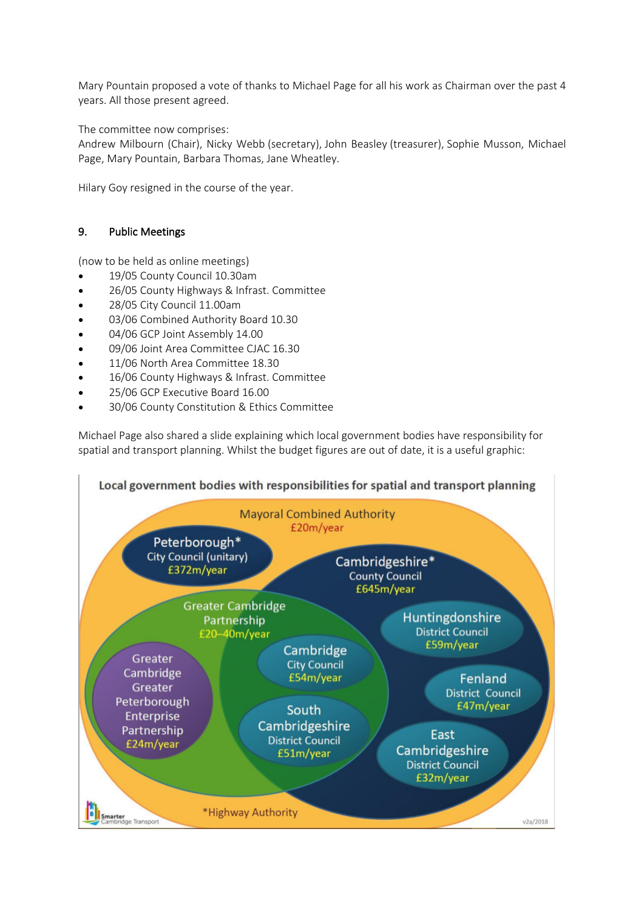Mary Pountain proposed a vote of thanks to Michael Page for all his work as Chairman over the past 4 years. All those present agreed.

The committee now comprises:
Andrew Milbourn (Chair), Nicky Webb (secretary), John Beasley (treasurer), Sophie Musson, Michael Page, Mary Pountain, Barbara Thomas, Jane Wheatley.

Hilary Goy resigned in the course of the year.

## 9. Public Meetings

(now to be held as online meetings)

- 19/05 County Council 10.30am
- 26/05 County Highways & Infrast. Committee
- 28/05 City Council 11.00am
- 03/06 Combined Authority Board 10.30
- 04/06 GCP Joint Assembly 14.00
- 09/06 Joint Area Committee CJAC 16.30
- 11/06 North Area Committee 18.30
- 16/06 County Highways & Infrast. Committee
- 25/06 GCP Executive Board 16.00
- 30/06 County Constitution & Ethics Committee

Michael Page also shared a slide explaining which local government bodies have responsibility for spatial and transport planning. Whilst the budget figures are out of date, it is a useful graphic:

**Local government bodies with responsibilities for spatial and transport planning**

- Mayoral Combined Authority £20m/year
- Peterborough* City Council (unitary) £372m/year
- Cambridgeshire* County Council £645m/year
- Greater Cambridge Partnership £20–40m/year
- Huntingdonshire District Council £59m/year
- Cambridge City Council £54m/year
- Greater Cambridge Greater Peterborough Enterprise Partnership £24m/year
- Fenland District Council £47m/year
- South Cambridgeshire District Council £51m/year
- East Cambridgeshire District Council £32m/year

*Highway Authority

Smarter Cambridge Transport — v2a/2018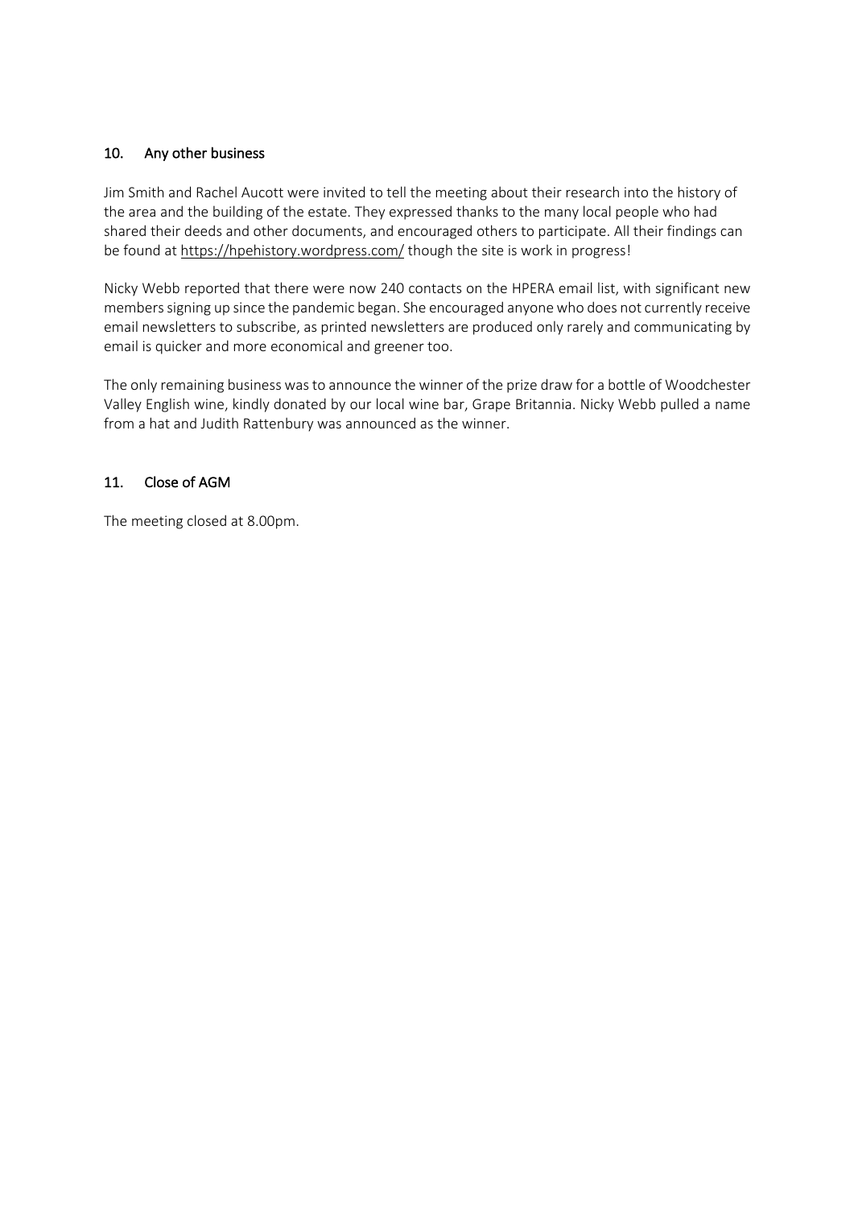## 10. Any other business

Jim Smith and Rachel Aucott were invited to tell the meeting about their research into the history of the area and the building of the estate. They expressed thanks to the many local people who had shared their deeds and other documents, and encouraged others to participate. All their findings can be found at https://hpehistory.wordpress.com/ though the site is work in progress!

Nicky Webb reported that there were now 240 contacts on the HPERA email list, with significant new members signing up since the pandemic began. She encouraged anyone who does not currently receive email newsletters to subscribe, as printed newsletters are produced only rarely and communicating by email is quicker and more economical and greener too.

The only remaining business was to announce the winner of the prize draw for a bottle of Woodchester Valley English wine, kindly donated by our local wine bar, Grape Britannia. Nicky Webb pulled a name from a hat and Judith Rattenbury was announced as the winner.

## 11. Close of AGM

The meeting closed at 8.00pm.